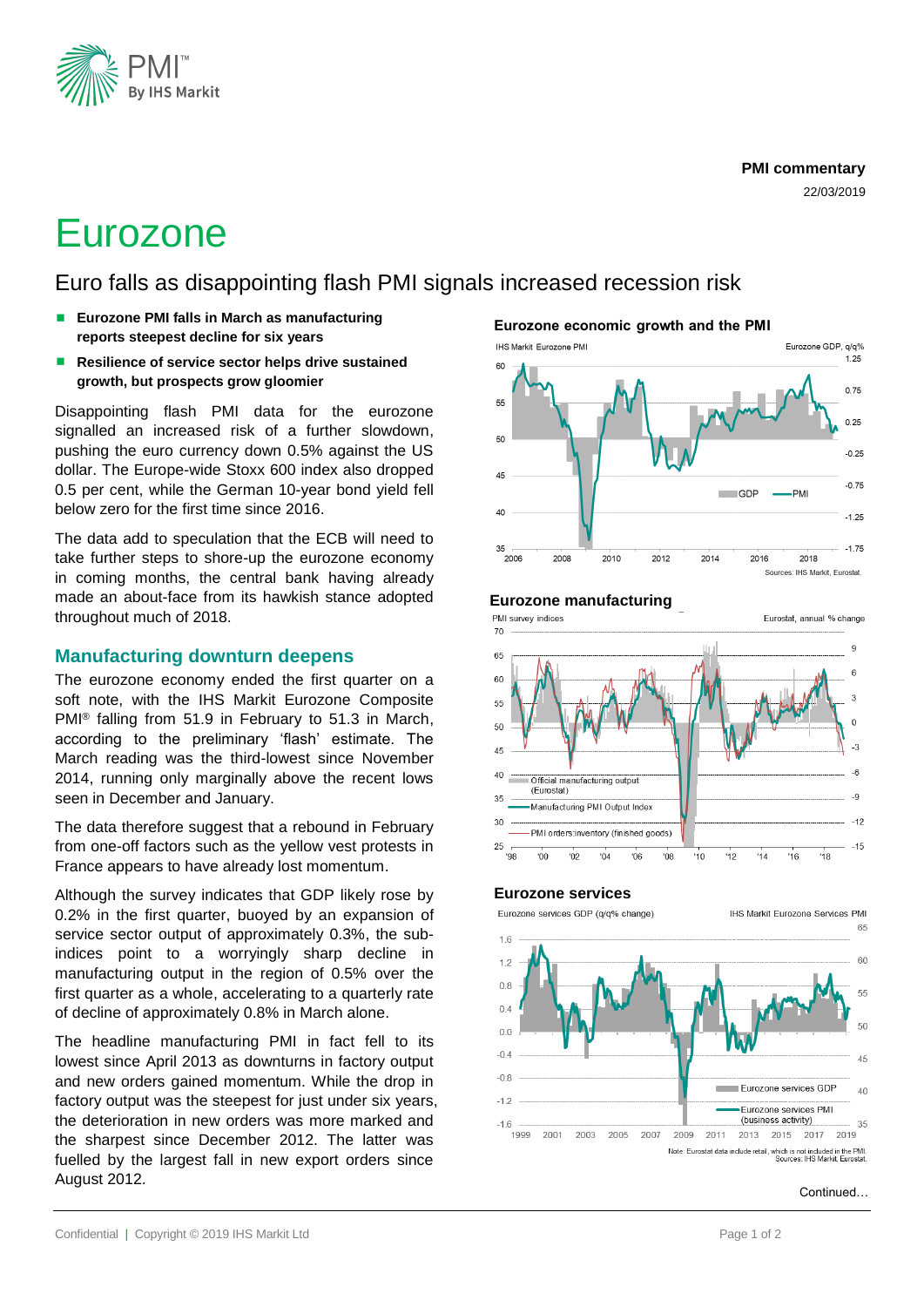PMI commentary

22/03/2019

# Eurozone

## Euro falls as disappointing flash PMI signals increased recession risk

- **Eurozone PMI falls in March as manufacturing reports steepest decline for six years**
- **Resilience of service sector helps drive sustained growth, but prospects grow gloomier**

Disappointing flash PMI data for the eurozone signalled an increased risk of a further slowdown, pushing the euro currency down 0.5% against the US dollar. The Europe-wide Stoxx 600 index also dropped 0.5 per cent, while the German 10-year bond yield fell below zero for the first time since 2016.

The data add to speculation that the ECB will need to take further steps to shore-up the eurozone economy in coming months, the central bank having already made an about-face from its hawkish stance adopted throughout much of 2018.

### Manufacturing downturn deepens

The eurozone economy ended the first quarter on a soft note, with the IHS Markit Eurozone Composite PMI® falling from 51.9 in February to 51.3 in March, according to the preliminary 'flash' estimate. The March reading was the third-lowest since November 2014, running only marginally above the recent lows seen in December and January.

The data therefore suggest that a rebound in February from one-off factors such as the yellow vest protests in France appears to have already lost momentum.

Although the survey indicates that GDP likely rose by 0.2% in the first quarter, buoyed by an expansion of service sector output of approximately 0.3%, the sub-indices point to a worryingly sharp decline in manufacturing output in the region of 0.5% over the first quarter as a whole, accelerating to a quarterly rate of decline of approximately 0.8% in March alone.

The headline manufacturing PMI in fact fell to its lowest since April 2013 as downturns in factory output and new orders gained momentum. While the drop in factory output was the steepest for just under six years, the deterioration in new orders was more marked and the sharpest since December 2012. The latter was fuelled by the largest fall in new export orders since August 2012.

**Eurozone economic growth and the PMI**

Sources: IHS Markit, Eurostat.

**Eurozone manufacturing**

**Eurozone services**

Note: Eurostat data include retail, which is not included in the PMI. Sources: IHS Markit, Eurostat.

Continued…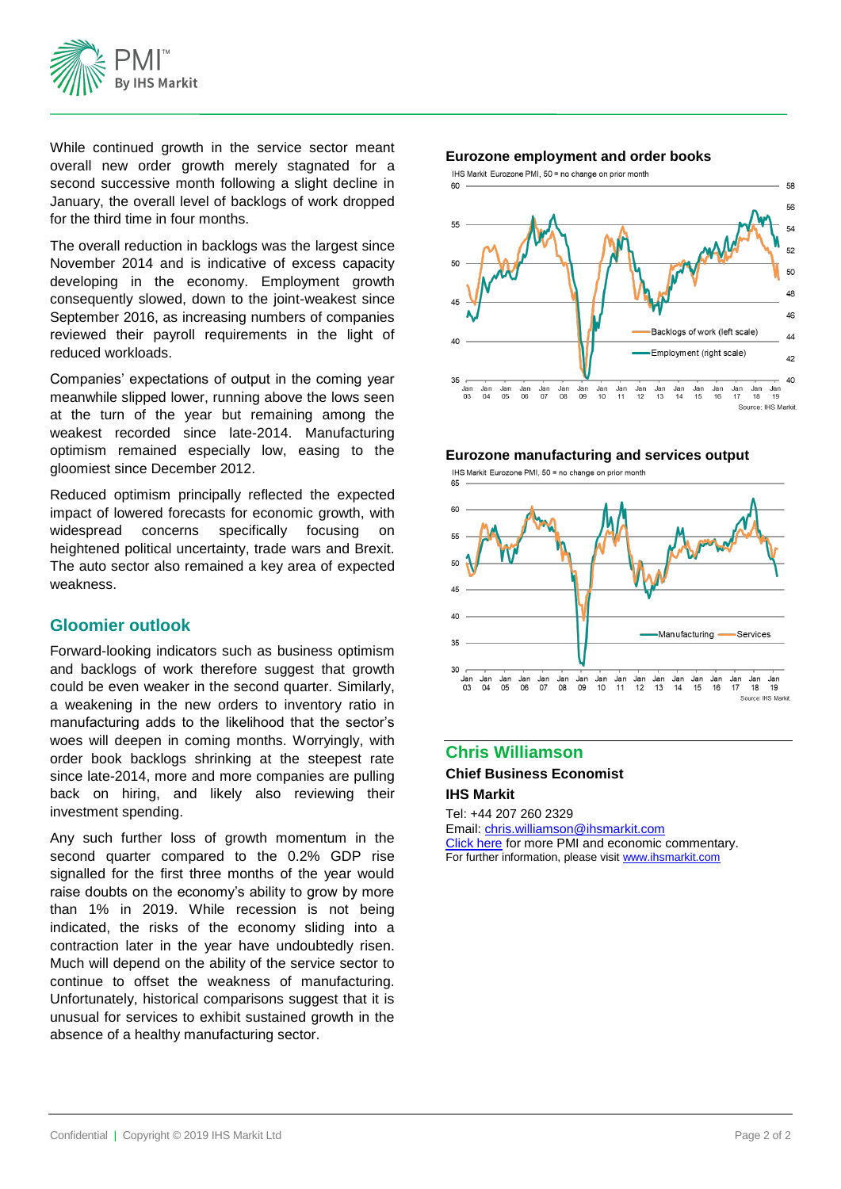While continued growth in the service sector meant overall new order growth merely stagnated for a second successive month following a slight decline in January, the overall level of backlogs of work dropped for the third time in four months.

The overall reduction in backlogs was the largest since November 2014 and is indicative of excess capacity developing in the economy. Employment growth consequently slowed, down to the joint-weakest since September 2016, as increasing numbers of companies reviewed their payroll requirements in the light of reduced workloads.

Companies' expectations of output in the coming year meanwhile slipped lower, running above the lows seen at the turn of the year but remaining among the weakest recorded since late-2014. Manufacturing optimism remained especially low, easing to the gloomiest since December 2012.

Reduced optimism principally reflected the expected impact of lowered forecasts for economic growth, with widespread concerns specifically focusing on heightened political uncertainty, trade wars and Brexit. The auto sector also remained a key area of expected weakness.

## Gloomier outlook

Forward-looking indicators such as business optimism and backlogs of work therefore suggest that growth could be even weaker in the second quarter. Similarly, a weakening in the new orders to inventory ratio in manufacturing adds to the likelihood that the sector's woes will deepen in coming months. Worryingly, with order book backlogs shrinking at the steepest rate since late-2014, more and more companies are pulling back on hiring, and likely also reviewing their investment spending.

Any such further loss of growth momentum in the second quarter compared to the 0.2% GDP rise signalled for the first three months of the year would raise doubts on the economy's ability to grow by more than 1% in 2019. While recession is not being indicated, the risks of the economy sliding into a contraction later in the year have undoubtedly risen. Much will depend on the ability of the service sector to continue to offset the weakness of manufacturing. Unfortunately, historical comparisons suggest that it is unusual for services to exhibit sustained growth in the absence of a healthy manufacturing sector.

**Eurozone employment and order books**

IHS Markit Eurozone PMI, 50 = no change on prior month

Backlogs of work (left scale)
Employment (right scale)

Left axis: 35, 40, 45, 50, 55, 60
Right axis: 40, 42, 44, 46, 48, 50, 52, 54, 56, 58
Jan 03, Jan 04, Jan 05, Jan 06, Jan 07, Jan 08, Jan 09, Jan 10, Jan 11, Jan 12, Jan 13, Jan 14, Jan 15, Jan 16, Jan 17, Jan 18, Jan 19

Source: IHS Markit.

**Eurozone manufacturing and services output**

IHS Markit Eurozone PMI, 50 = no change on prior month

Manufacturing
Services

30, 35, 40, 45, 50, 55, 60, 65
Jan 03, Jan 04, Jan 05, Jan 06, Jan 07, Jan 08, Jan 09, Jan 10, Jan 11, Jan 12, Jan 13, Jan 14, Jan 15, Jan 16, Jan 17, Jan 18, Jan 19

Source: IHS Markit.

## Chris Williamson

**Chief Business Economist**

**IHS Markit**

Tel: +44 207 260 2329
Email: chris.williamson@ihsmarkit.com
Click here for more PMI and economic commentary.
For further information, please visit www.ihsmarkit.com

Confidential | Copyright © 2019 IHS Markit Ltd